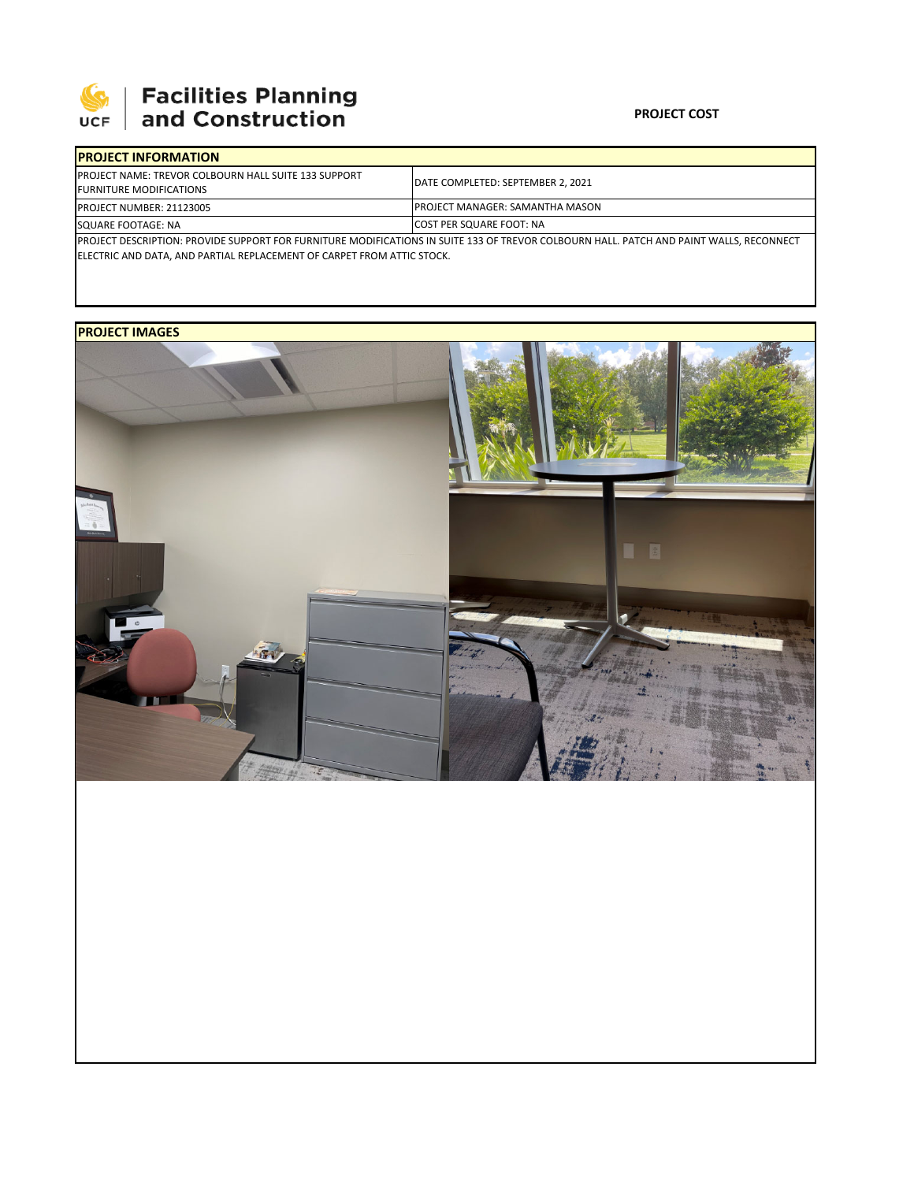# Facilities Planning and Construction

**PROJECT COST**

| PROJECT INFORMATION | |
|---|---|
| PROJECT NAME: TREVOR COLBOURN HALL SUITE 133 SUPPORT FURNITURE MODIFICATIONS | DATE COMPLETED: SEPTEMBER 2, 2021 |
| PROJECT NUMBER: 21123005 | PROJECT MANAGER: SAMANTHA MASON |
| SQUARE FOOTAGE: NA | COST PER SQUARE FOOT: NA |
| PROJECT DESCRIPTION: PROVIDE SUPPORT FOR FURNITURE MODIFICATIONS IN SUITE 133 OF TREVOR COLBOURN HALL. PATCH AND PAINT WALLS, RECONNECT ELECTRIC AND DATA, AND PARTIAL REPLACEMENT OF CARPET FROM ATTIC STOCK. | |

**PROJECT IMAGES**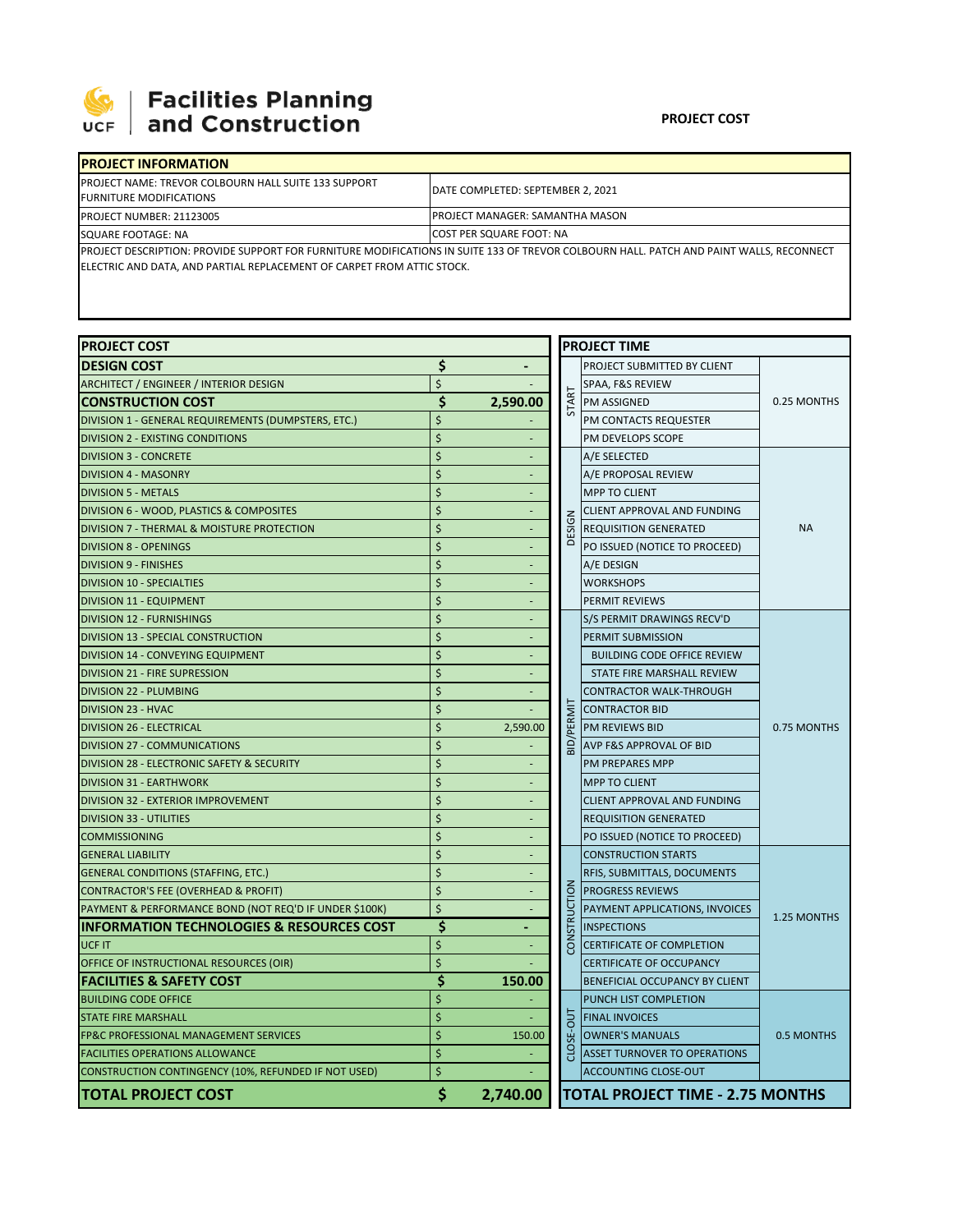**Facilities Planning and Construction**

**PROJECT COST**

| PROJECT INFORMATION | |
|---|---|
| PROJECT NAME: TREVOR COLBOURN HALL SUITE 133 SUPPORT FURNITURE MODIFICATIONS | DATE COMPLETED: SEPTEMBER 2, 2021 |
| PROJECT NUMBER: 21123005 | PROJECT MANAGER: SAMANTHA MASON |
| SQUARE FOOTAGE: NA | COST PER SQUARE FOOT: NA |
| PROJECT DESCRIPTION: PROVIDE SUPPORT FOR FURNITURE MODIFICATIONS IN SUITE 133 OF TREVOR COLBOURN HALL. PATCH AND PAINT WALLS, RECONNECT ELECTRIC AND DATA, AND PARTIAL REPLACEMENT OF CARPET FROM ATTIC STOCK. | |

| PROJECT COST | |
|---|---|
| **DESIGN COST** | **$ -** |
| ARCHITECT / ENGINEER / INTERIOR DESIGN | $ - |
| **CONSTRUCTION COST** | **$ 2,590.00** |
| DIVISION 1 - GENERAL REQUIREMENTS (DUMPSTERS, ETC.) | $ - |
| DIVISION 2 - EXISTING CONDITIONS | $ - |
| DIVISION 3 - CONCRETE | $ - |
| DIVISION 4 - MASONRY | $ - |
| DIVISION 5 - METALS | $ - |
| DIVISION 6 - WOOD, PLASTICS & COMPOSITES | $ - |
| DIVISION 7 - THERMAL & MOISTURE PROTECTION | $ - |
| DIVISION 8 - OPENINGS | $ - |
| DIVISION 9 - FINISHES | $ - |
| DIVISION 10 - SPECIALTIES | $ - |
| DIVISION 11 - EQUIPMENT | $ - |
| DIVISION 12 - FURNISHINGS | $ - |
| DIVISION 13 - SPECIAL CONSTRUCTION | $ - |
| DIVISION 14 - CONVEYING EQUIPMENT | $ - |
| DIVISION 21 - FIRE SUPRESSION | $ - |
| DIVISION 22 - PLUMBING | $ - |
| DIVISION 23 - HVAC | $ - |
| DIVISION 26 - ELECTRICAL | $ 2,590.00 |
| DIVISION 27 - COMMUNICATIONS | $ - |
| DIVISION 28 - ELECTRONIC SAFETY & SECURITY | $ - |
| DIVISION 31 - EARTHWORK | $ - |
| DIVISION 32 - EXTERIOR IMPROVEMENT | $ - |
| DIVISION 33 - UTILITIES | $ - |
| COMMISSIONING | $ - |
| GENERAL LIABILITY | $ - |
| GENERAL CONDITIONS (STAFFING, ETC.) | $ - |
| CONTRACTOR'S FEE (OVERHEAD & PROFIT) | $ - |
| PAYMENT & PERFORMANCE BOND (NOT REQ'D IF UNDER $100K) | $ - |
| **INFORMATION TECHNOLOGIES & RESOURCES COST** | **$ -** |
| UCF IT | $ - |
| OFFICE OF INSTRUCTIONAL RESOURCES (OIR) | $ - |
| **FACILITIES & SAFETY COST** | **$ 150.00** |
| BUILDING CODE OFFICE | $ - |
| STATE FIRE MARSHALL | $ - |
| FP&C PROFESSIONAL MANAGEMENT SERVICES | $ 150.00 |
| FACILITIES OPERATIONS ALLOWANCE | $ - |
| CONSTRUCTION CONTINGENCY (10%, REFUNDED IF NOT USED) | $ - |
| **TOTAL PROJECT COST** | **$ 2,740.00** |

| PROJECT TIME | | |
|---|---|---|
| START | PROJECT SUBMITTED BY CLIENT | 0.25 MONTHS |
| | SPAA, F&S REVIEW | |
| | PM ASSIGNED | |
| | PM CONTACTS REQUESTER | |
| | PM DEVELOPS SCOPE | |
| DESIGN | A/E SELECTED | NA |
| | A/E PROPOSAL REVIEW | |
| | MPP TO CLIENT | |
| | CLIENT APPROVAL AND FUNDING | |
| | REQUISITION GENERATED | |
| | PO ISSUED (NOTICE TO PROCEED) | |
| | A/E DESIGN | |
| | WORKSHOPS | |
| | PERMIT REVIEWS | |
| BID/PERMIT | S/S PERMIT DRAWINGS RECV'D | 0.75 MONTHS |
| | PERMIT SUBMISSION | |
| | BUILDING CODE OFFICE REVIEW | |
| | STATE FIRE MARSHALL REVIEW | |
| | CONTRACTOR WALK-THROUGH | |
| | CONTRACTOR BID | |
| | PM REVIEWS BID | |
| | AVP F&S APPROVAL OF BID | |
| | PM PREPARES MPP | |
| | MPP TO CLIENT | |
| | CLIENT APPROVAL AND FUNDING | |
| | REQUISITION GENERATED | |
| | PO ISSUED (NOTICE TO PROCEED) | |
| CONSTRUCTION | CONSTRUCTION STARTS | 1.25 MONTHS |
| | RFIS, SUBMITTALS, DOCUMENTS | |
| | PROGRESS REVIEWS | |
| | PAYMENT APPLICATIONS, INVOICES | |
| | INSPECTIONS | |
| | CERTIFICATE OF COMPLETION | |
| | CERTIFICATE OF OCCUPANCY | |
| | BENEFICIAL OCCUPANCY BY CLIENT | |
| CLOSE-OUT | PUNCH LIST COMPLETION | 0.5 MONTHS |
| | FINAL INVOICES | |
| | OWNER'S MANUALS | |
| | ASSET TURNOVER TO OPERATIONS | |
| | ACCOUNTING CLOSE-OUT | |
| **TOTAL PROJECT TIME - 2.75 MONTHS** | | |